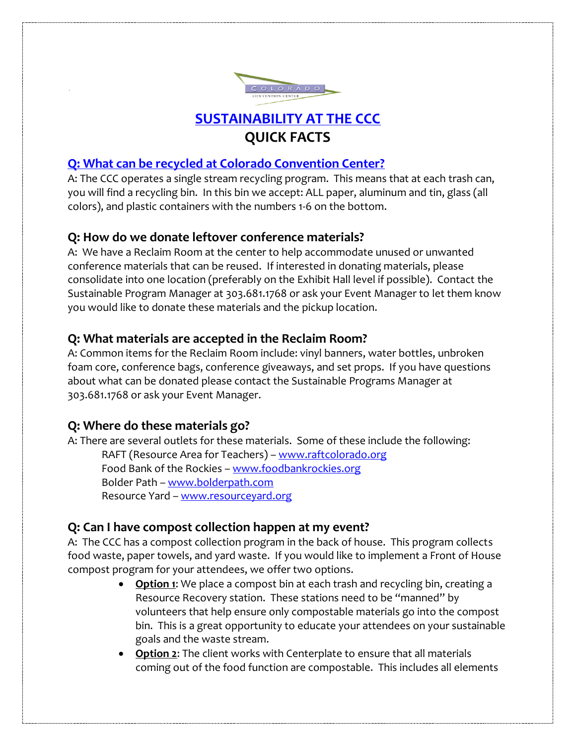# SUSTAINABILITY AT THE CCC
## QUICK FACTS

### Q: What can be recycled at Colorado Convention Center?

A: The CCC operates a single stream recycling program. This means that at each trash can, you will find a recycling bin. In this bin we accept: ALL paper, aluminum and tin, glass (all colors), and plastic containers with the numbers 1-6 on the bottom.

### Q: How do we donate leftover conference materials?

A: We have a Reclaim Room at the center to help accommodate unused or unwanted conference materials that can be reused. If interested in donating materials, please consolidate into one location (preferably on the Exhibit Hall level if possible). Contact the Sustainable Program Manager at 303.681.1768 or ask your Event Manager to let them know you would like to donate these materials and the pickup location.

### Q: What materials are accepted in the Reclaim Room?

A: Common items for the Reclaim Room include: vinyl banners, water bottles, unbroken foam core, conference bags, conference giveaways, and set props. If you have questions about what can be donated please contact the Sustainable Programs Manager at 303.681.1768 or ask your Event Manager.

### Q: Where do these materials go?

A: There are several outlets for these materials. Some of these include the following:

RAFT (Resource Area for Teachers) – www.raftcolorado.org
Food Bank of the Rockies – www.foodbankrockies.org
Bolder Path – www.bolderpath.com
Resource Yard – www.resourceyard.org

### Q: Can I have compost collection happen at my event?

A: The CCC has a compost collection program in the back of house. This program collects food waste, paper towels, and yard waste. If you would like to implement a Front of House compost program for your attendees, we offer two options.

- **Option 1**: We place a compost bin at each trash and recycling bin, creating a Resource Recovery station. These stations need to be "manned" by volunteers that help ensure only compostable materials go into the compost bin. This is a great opportunity to educate your attendees on your sustainable goals and the waste stream.
- **Option 2**: The client works with Centerplate to ensure that all materials coming out of the food function are compostable. This includes all elements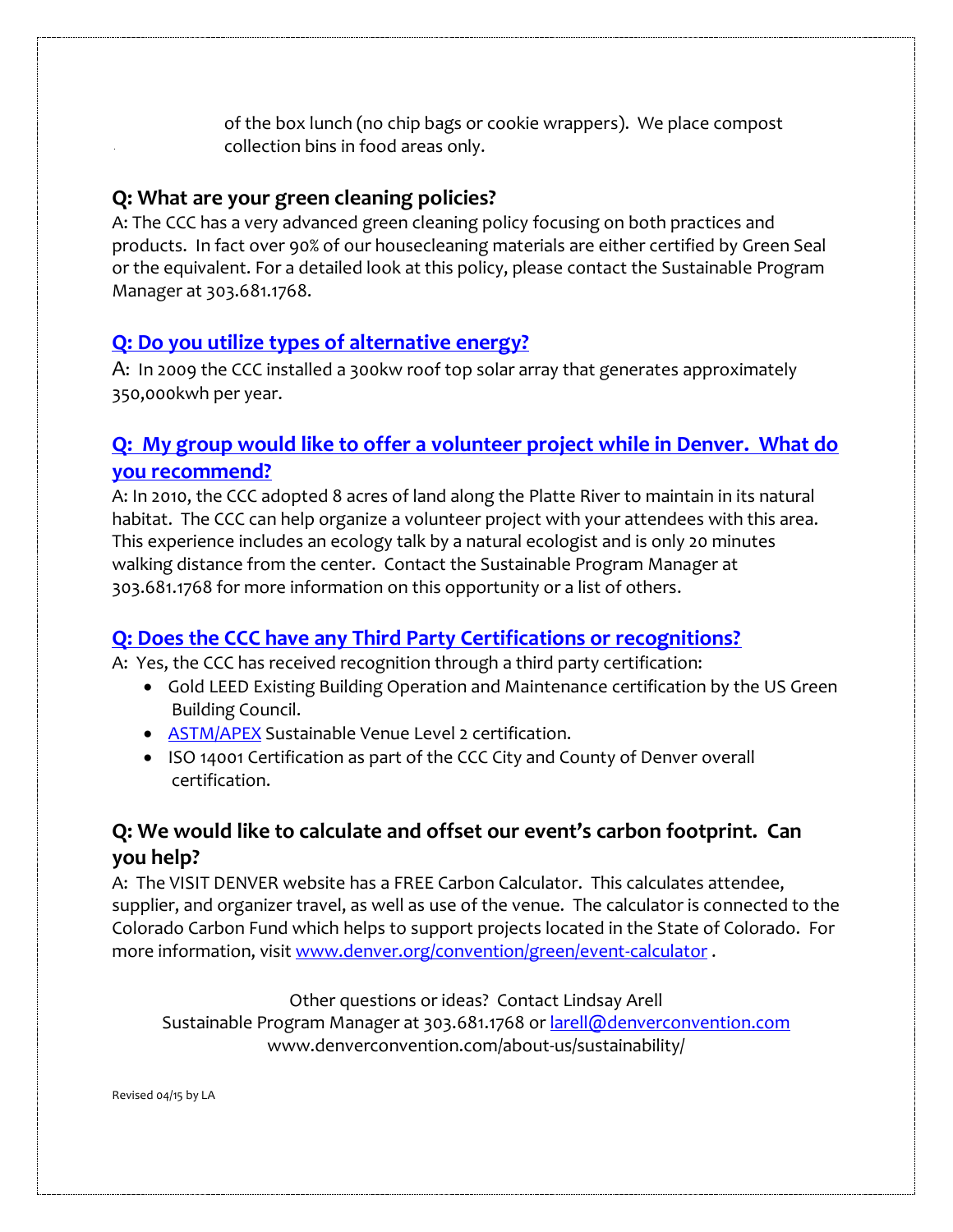of the box lunch (no chip bags or cookie wrappers). We place compost collection bins in food areas only.

## Q: What are your green cleaning policies?

A: The CCC has a very advanced green cleaning policy focusing on both practices and products. In fact over 90% of our housecleaning materials are either certified by Green Seal or the equivalent. For a detailed look at this policy, please contact the Sustainable Program Manager at 303.681.1768.

## Q: Do you utilize types of alternative energy?

A: In 2009 the CCC installed a 300kw roof top solar array that generates approximately 350,000kwh per year.

## Q: My group would like to offer a volunteer project while in Denver. What do you recommend?

A: In 2010, the CCC adopted 8 acres of land along the Platte River to maintain in its natural habitat. The CCC can help organize a volunteer project with your attendees with this area. This experience includes an ecology talk by a natural ecologist and is only 20 minutes walking distance from the center. Contact the Sustainable Program Manager at 303.681.1768 for more information on this opportunity or a list of others.

## Q: Does the CCC have any Third Party Certifications or recognitions?

A: Yes, the CCC has received recognition through a third party certification:

- Gold LEED Existing Building Operation and Maintenance certification by the US Green Building Council.
- ASTM/APEX Sustainable Venue Level 2 certification.
- ISO 14001 Certification as part of the CCC City and County of Denver overall certification.

## Q: We would like to calculate and offset our event's carbon footprint. Can you help?

A: The VISIT DENVER website has a FREE Carbon Calculator. This calculates attendee, supplier, and organizer travel, as well as use of the venue. The calculator is connected to the Colorado Carbon Fund which helps to support projects located in the State of Colorado. For more information, visit www.denver.org/convention/green/event-calculator .

Other questions or ideas? Contact Lindsay Arell
Sustainable Program Manager at 303.681.1768 or larell@denverconvention.com
www.denverconvention.com/about-us/sustainability/

Revised 04/15 by LA